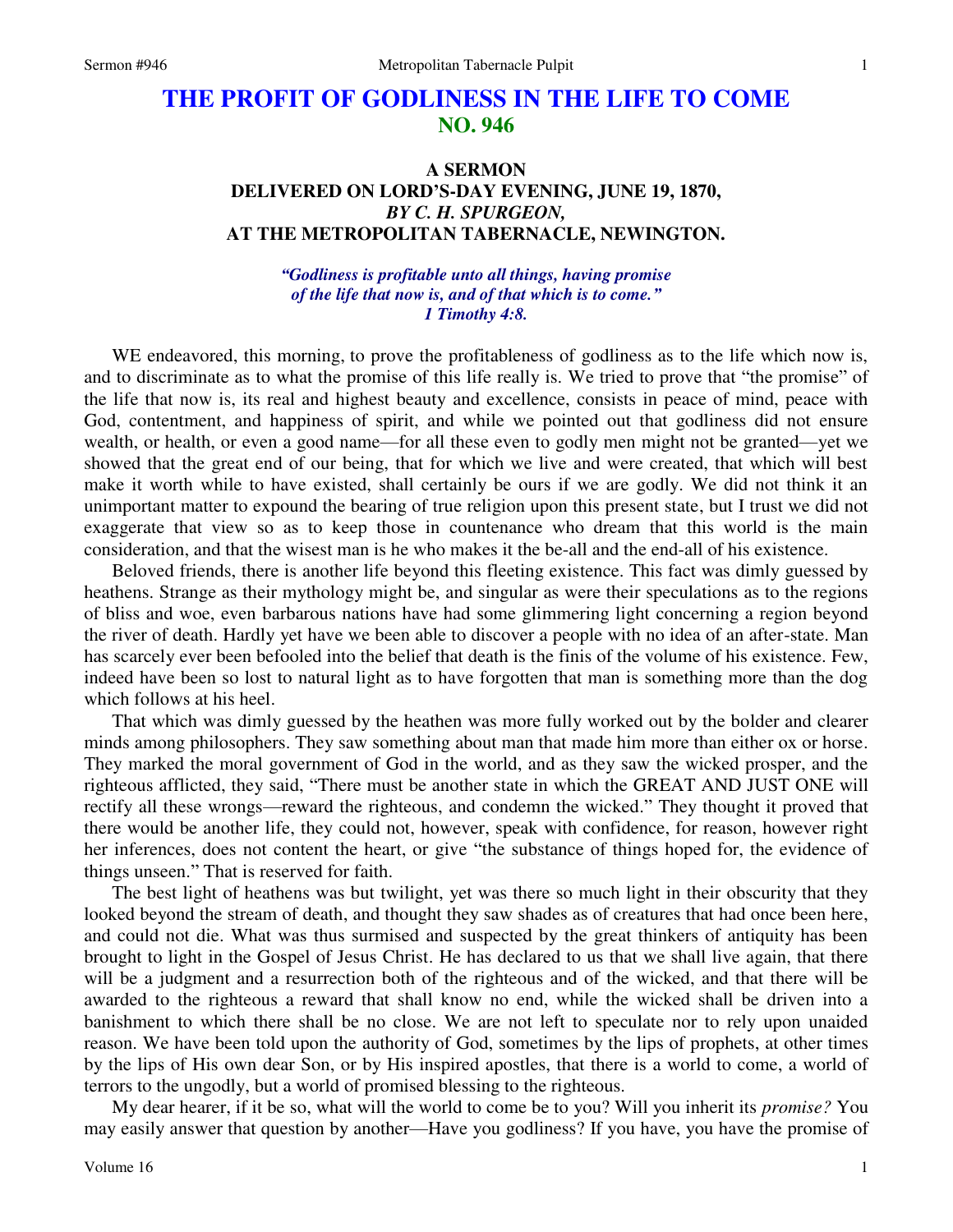# THE PROFIT OF GODLINESS IN THE LIFE TO COME
## NO. 946

### A SERMON
### DELIVERED ON LORD'S-DAY EVENING, JUNE 19, 1870,
### *BY C. H. SPURGEON,*
### AT THE METROPOLITAN TABERNACLE, NEWINGTON.

*"Godliness is profitable unto all things, having promise of the life that now is, and of that which is to come." 1 Timothy 4:8.*

WE endeavored, this morning, to prove the profitableness of godliness as to the life which now is, and to discriminate as to what the promise of this life really is. We tried to prove that "the promise" of the life that now is, its real and highest beauty and excellence, consists in peace of mind, peace with God, contentment, and happiness of spirit, and while we pointed out that godliness did not ensure wealth, or health, or even a good name—for all these even to godly men might not be granted—yet we showed that the great end of our being, that for which we live and were created, that which will best make it worth while to have existed, shall certainly be ours if we are godly. We did not think it an unimportant matter to expound the bearing of true religion upon this present state, but I trust we did not exaggerate that view so as to keep those in countenance who dream that this world is the main consideration, and that the wisest man is he who makes it the be-all and the end-all of his existence.

Beloved friends, there is another life beyond this fleeting existence. This fact was dimly guessed by heathens. Strange as their mythology might be, and singular as were their speculations as to the regions of bliss and woe, even barbarous nations have had some glimmering light concerning a region beyond the river of death. Hardly yet have we been able to discover a people with no idea of an after-state. Man has scarcely ever been befooled into the belief that death is the finis of the volume of his existence. Few, indeed have been so lost to natural light as to have forgotten that man is something more than the dog which follows at his heel.

That which was dimly guessed by the heathen was more fully worked out by the bolder and clearer minds among philosophers. They saw something about man that made him more than either ox or horse. They marked the moral government of God in the world, and as they saw the wicked prosper, and the righteous afflicted, they said, "There must be another state in which the GREAT AND JUST ONE will rectify all these wrongs—reward the righteous, and condemn the wicked." They thought it proved that there would be another life, they could not, however, speak with confidence, for reason, however right her inferences, does not content the heart, or give "the substance of things hoped for, the evidence of things unseen." That is reserved for faith.

The best light of heathens was but twilight, yet was there so much light in their obscurity that they looked beyond the stream of death, and thought they saw shades as of creatures that had once been here, and could not die. What was thus surmised and suspected by the great thinkers of antiquity has been brought to light in the Gospel of Jesus Christ. He has declared to us that we shall live again, that there will be a judgment and a resurrection both of the righteous and of the wicked, and that there will be awarded to the righteous a reward that shall know no end, while the wicked shall be driven into a banishment to which there shall be no close. We are not left to speculate nor to rely upon unaided reason. We have been told upon the authority of God, sometimes by the lips of prophets, at other times by the lips of His own dear Son, or by His inspired apostles, that there is a world to come, a world of terrors to the ungodly, but a world of promised blessing to the righteous.

My dear hearer, if it be so, what will the world to come be to you? Will you inherit its *promise?* You may easily answer that question by another—Have you godliness? If you have, you have the promise of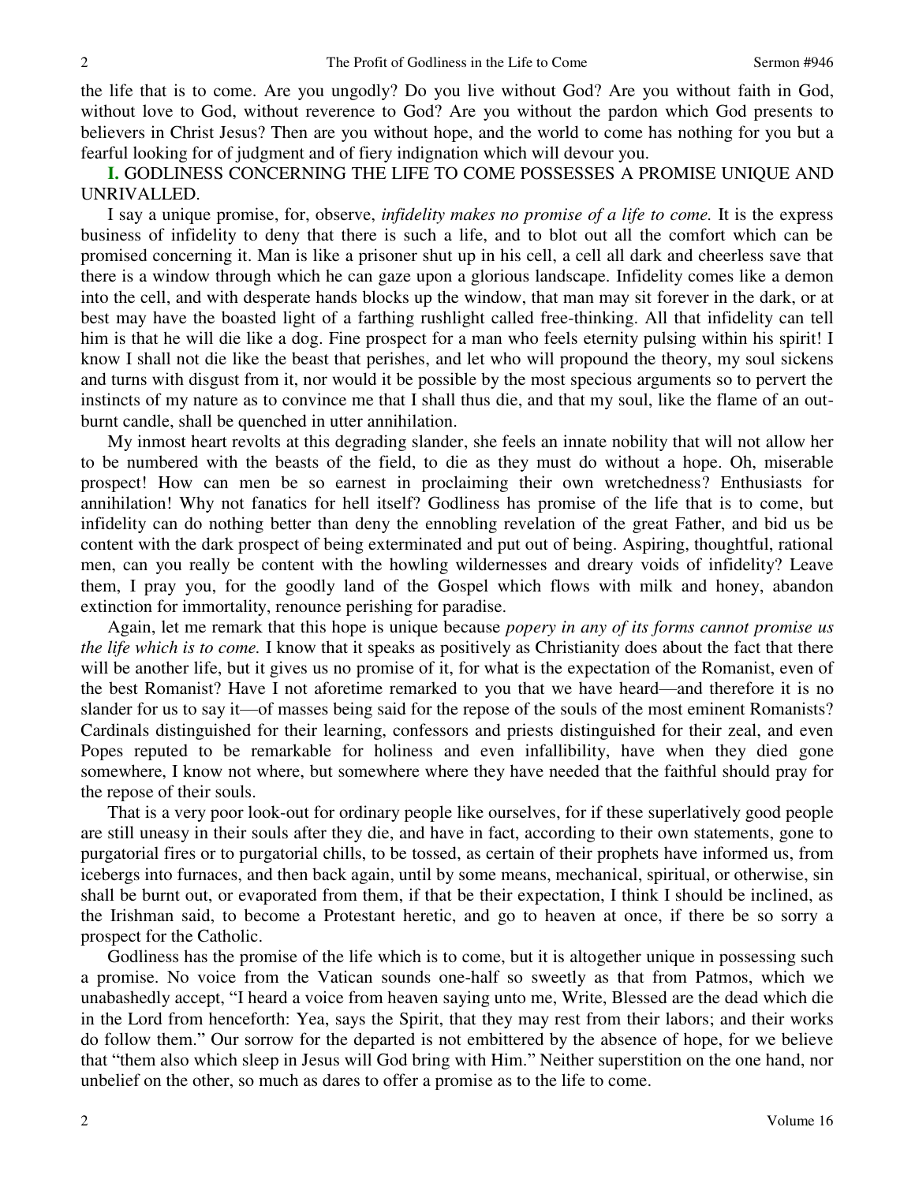the life that is to come. Are you ungodly? Do you live without God? Are you without faith in God, without love to God, without reverence to God? Are you without the pardon which God presents to believers in Christ Jesus? Then are you without hope, and the world to come has nothing for you but a fearful looking for of judgment and of fiery indignation which will devour you.

**I.** GODLINESS CONCERNING THE LIFE TO COME POSSESSES A PROMISE UNIQUE AND UNRIVALLED.

I say a unique promise, for, observe, *infidelity makes no promise of a life to come.* It is the express business of infidelity to deny that there is such a life, and to blot out all the comfort which can be promised concerning it. Man is like a prisoner shut up in his cell, a cell all dark and cheerless save that there is a window through which he can gaze upon a glorious landscape. Infidelity comes like a demon into the cell, and with desperate hands blocks up the window, that man may sit forever in the dark, or at best may have the boasted light of a farthing rushlight called free-thinking. All that infidelity can tell him is that he will die like a dog. Fine prospect for a man who feels eternity pulsing within his spirit! I know I shall not die like the beast that perishes, and let who will propound the theory, my soul sickens and turns with disgust from it, nor would it be possible by the most specious arguments so to pervert the instincts of my nature as to convince me that I shall thus die, and that my soul, like the flame of an out-burnt candle, shall be quenched in utter annihilation.

My inmost heart revolts at this degrading slander, she feels an innate nobility that will not allow her to be numbered with the beasts of the field, to die as they must do without a hope. Oh, miserable prospect! How can men be so earnest in proclaiming their own wretchedness? Enthusiasts for annihilation! Why not fanatics for hell itself? Godliness has promise of the life that is to come, but infidelity can do nothing better than deny the ennobling revelation of the great Father, and bid us be content with the dark prospect of being exterminated and put out of being. Aspiring, thoughtful, rational men, can you really be content with the howling wildernesses and dreary voids of infidelity? Leave them, I pray you, for the goodly land of the Gospel which flows with milk and honey, abandon extinction for immortality, renounce perishing for paradise.

Again, let me remark that this hope is unique because *popery in any of its forms cannot promise us the life which is to come.* I know that it speaks as positively as Christianity does about the fact that there will be another life, but it gives us no promise of it, for what is the expectation of the Romanist, even of the best Romanist? Have I not aforetime remarked to you that we have heard—and therefore it is no slander for us to say it—of masses being said for the repose of the souls of the most eminent Romanists? Cardinals distinguished for their learning, confessors and priests distinguished for their zeal, and even Popes reputed to be remarkable for holiness and even infallibility, have when they died gone somewhere, I know not where, but somewhere where they have needed that the faithful should pray for the repose of their souls.

That is a very poor look-out for ordinary people like ourselves, for if these superlatively good people are still uneasy in their souls after they die, and have in fact, according to their own statements, gone to purgatorial fires or to purgatorial chills, to be tossed, as certain of their prophets have informed us, from icebergs into furnaces, and then back again, until by some means, mechanical, spiritual, or otherwise, sin shall be burnt out, or evaporated from them, if that be their expectation, I think I should be inclined, as the Irishman said, to become a Protestant heretic, and go to heaven at once, if there be so sorry a prospect for the Catholic.

Godliness has the promise of the life which is to come, but it is altogether unique in possessing such a promise. No voice from the Vatican sounds one-half so sweetly as that from Patmos, which we unabashedly accept, "I heard a voice from heaven saying unto me, Write, Blessed are the dead which die in the Lord from henceforth: Yea, says the Spirit, that they may rest from their labors; and their works do follow them." Our sorrow for the departed is not embittered by the absence of hope, for we believe that "them also which sleep in Jesus will God bring with Him." Neither superstition on the one hand, nor unbelief on the other, so much as dares to offer a promise as to the life to come.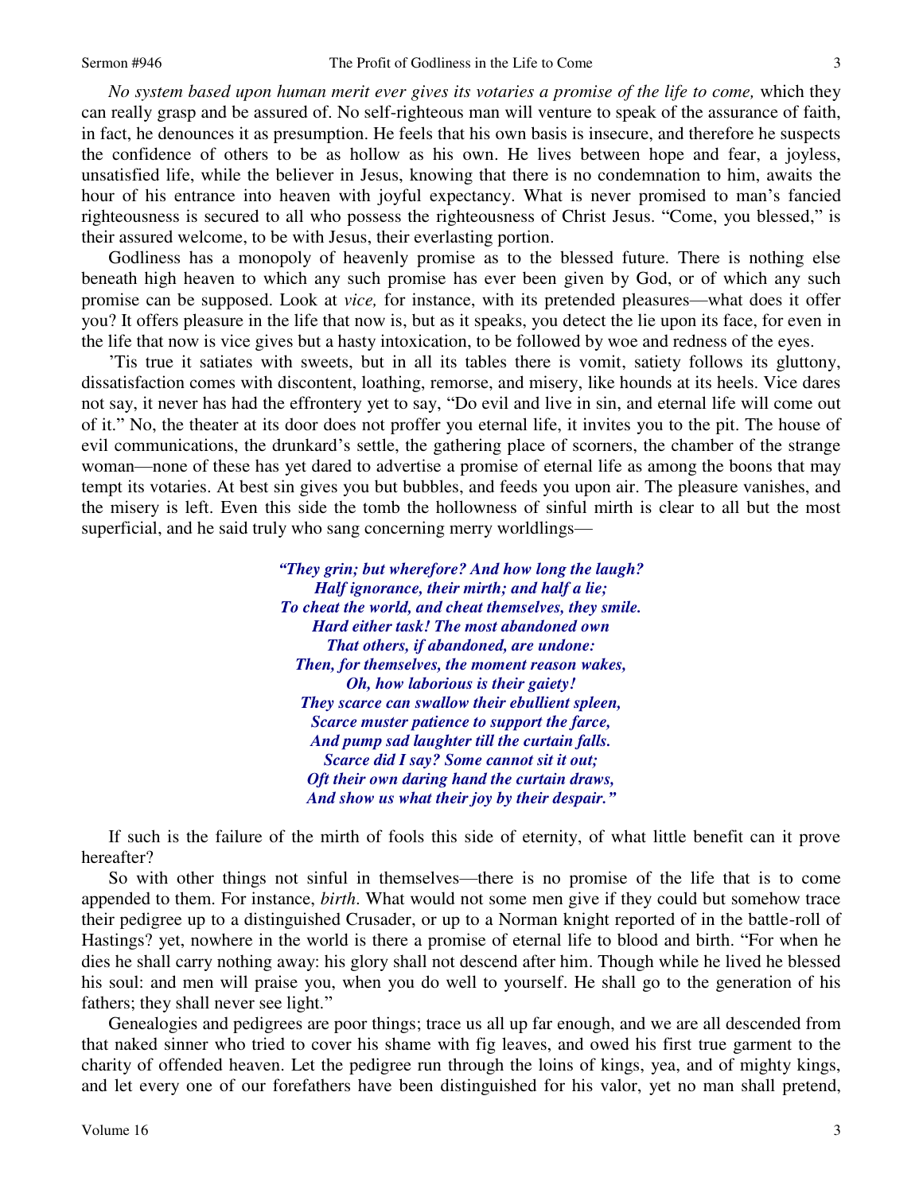*No system based upon human merit ever gives its votaries a promise of the life to come,* which they can really grasp and be assured of. No self-righteous man will venture to speak of the assurance of faith, in fact, he denounces it as presumption. He feels that his own basis is insecure, and therefore he suspects the confidence of others to be as hollow as his own. He lives between hope and fear, a joyless, unsatisfied life, while the believer in Jesus, knowing that there is no condemnation to him, awaits the hour of his entrance into heaven with joyful expectancy. What is never promised to man's fancied righteousness is secured to all who possess the righteousness of Christ Jesus. "Come, you blessed," is their assured welcome, to be with Jesus, their everlasting portion.

Godliness has a monopoly of heavenly promise as to the blessed future. There is nothing else beneath high heaven to which any such promise has ever been given by God, or of which any such promise can be supposed. Look at *vice,* for instance, with its pretended pleasures—what does it offer you? It offers pleasure in the life that now is, but as it speaks, you detect the lie upon its face, for even in the life that now is vice gives but a hasty intoxication, to be followed by woe and redness of the eyes.

'Tis true it satiates with sweets, but in all its tables there is vomit, satiety follows its gluttony, dissatisfaction comes with discontent, loathing, remorse, and misery, like hounds at its heels. Vice dares not say, it never has had the effrontery yet to say, "Do evil and live in sin, and eternal life will come out of it." No, the theater at its door does not proffer you eternal life, it invites you to the pit. The house of evil communications, the drunkard's settle, the gathering place of scorners, the chamber of the strange woman—none of these has yet dared to advertise a promise of eternal life as among the boons that may tempt its votaries. At best sin gives you but bubbles, and feeds you upon air. The pleasure vanishes, and the misery is left. Even this side the tomb the hollowness of sinful mirth is clear to all but the most superficial, and he said truly who sang concerning merry worldlings—

> ***"They grin; but wherefore? And how long the laugh?***
> ***Half ignorance, their mirth; and half a lie;***
> ***To cheat the world, and cheat themselves, they smile.***
> ***Hard either task! The most abandoned own***
> ***That others, if abandoned, are undone:***
> ***Then, for themselves, the moment reason wakes,***
> ***Oh, how laborious is their gaiety!***
> ***They scarce can swallow their ebullient spleen,***
> ***Scarce muster patience to support the farce,***
> ***And pump sad laughter till the curtain falls.***
> ***Scarce did I say? Some cannot sit it out;***
> ***Oft their own daring hand the curtain draws,***
> ***And show us what their joy by their despair."***

If such is the failure of the mirth of fools this side of eternity, of what little benefit can it prove hereafter?

So with other things not sinful in themselves—there is no promise of the life that is to come appended to them. For instance, *birth.* What would not some men give if they could but somehow trace their pedigree up to a distinguished Crusader, or up to a Norman knight reported of in the battle-roll of Hastings? yet, nowhere in the world is there a promise of eternal life to blood and birth. "For when he dies he shall carry nothing away: his glory shall not descend after him. Though while he lived he blessed his soul: and men will praise you, when you do well to yourself. He shall go to the generation of his fathers; they shall never see light."

Genealogies and pedigrees are poor things; trace us all up far enough, and we are all descended from that naked sinner who tried to cover his shame with fig leaves, and owed his first true garment to the charity of offended heaven. Let the pedigree run through the loins of kings, yea, and of mighty kings, and let every one of our forefathers have been distinguished for his valor, yet no man shall pretend,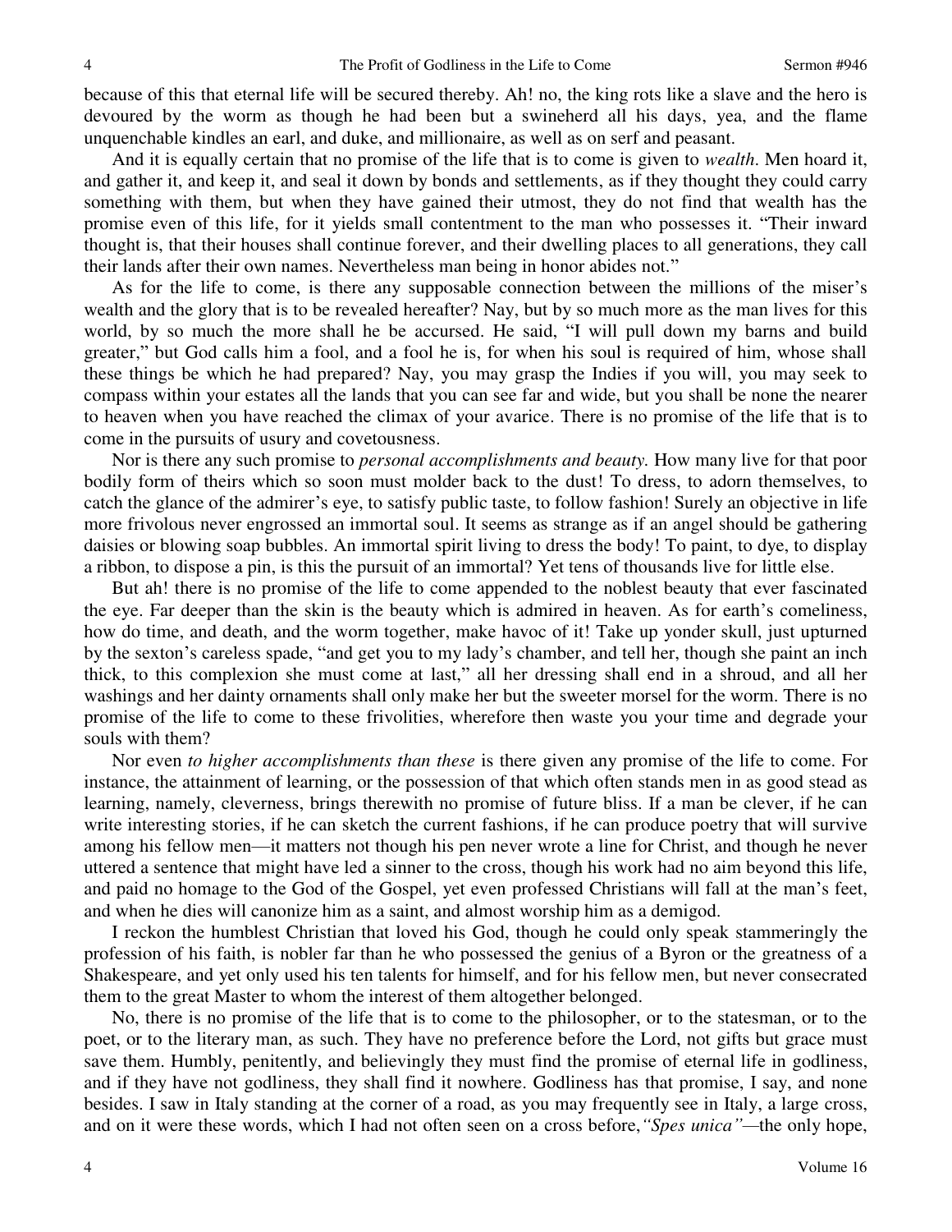because of this that eternal life will be secured thereby. Ah! no, the king rots like a slave and the hero is devoured by the worm as though he had been but a swineherd all his days, yea, and the flame unquenchable kindles an earl, and duke, and millionaire, as well as on serf and peasant.

And it is equally certain that no promise of the life that is to come is given to *wealth*. Men hoard it, and gather it, and keep it, and seal it down by bonds and settlements, as if they thought they could carry something with them, but when they have gained their utmost, they do not find that wealth has the promise even of this life, for it yields small contentment to the man who possesses it. "Their inward thought is, that their houses shall continue forever, and their dwelling places to all generations, they call their lands after their own names. Nevertheless man being in honor abides not."

As for the life to come, is there any supposable connection between the millions of the miser's wealth and the glory that is to be revealed hereafter? Nay, but by so much more as the man lives for this world, by so much the more shall he be accursed. He said, "I will pull down my barns and build greater," but God calls him a fool, and a fool he is, for when his soul is required of him, whose shall these things be which he had prepared? Nay, you may grasp the Indies if you will, you may seek to compass within your estates all the lands that you can see far and wide, but you shall be none the nearer to heaven when you have reached the climax of your avarice. There is no promise of the life that is to come in the pursuits of usury and covetousness.

Nor is there any such promise to *personal accomplishments and beauty.* How many live for that poor bodily form of theirs which so soon must molder back to the dust! To dress, to adorn themselves, to catch the glance of the admirer's eye, to satisfy public taste, to follow fashion! Surely an objective in life more frivolous never engrossed an immortal soul. It seems as strange as if an angel should be gathering daisies or blowing soap bubbles. An immortal spirit living to dress the body! To paint, to dye, to display a ribbon, to dispose a pin, is this the pursuit of an immortal? Yet tens of thousands live for little else.

But ah! there is no promise of the life to come appended to the noblest beauty that ever fascinated the eye. Far deeper than the skin is the beauty which is admired in heaven. As for earth's comeliness, how do time, and death, and the worm together, make havoc of it! Take up yonder skull, just upturned by the sexton's careless spade, "and get you to my lady's chamber, and tell her, though she paint an inch thick, to this complexion she must come at last," all her dressing shall end in a shroud, and all her washings and her dainty ornaments shall only make her but the sweeter morsel for the worm. There is no promise of the life to come to these frivolities, wherefore then waste you your time and degrade your souls with them?

Nor even *to higher accomplishments than these* is there given any promise of the life to come. For instance, the attainment of learning, or the possession of that which often stands men in as good stead as learning, namely, cleverness, brings therewith no promise of future bliss. If a man be clever, if he can write interesting stories, if he can sketch the current fashions, if he can produce poetry that will survive among his fellow men—it matters not though his pen never wrote a line for Christ, and though he never uttered a sentence that might have led a sinner to the cross, though his work had no aim beyond this life, and paid no homage to the God of the Gospel, yet even professed Christians will fall at the man's feet, and when he dies will canonize him as a saint, and almost worship him as a demigod.

I reckon the humblest Christian that loved his God, though he could only speak stammeringly the profession of his faith, is nobler far than he who possessed the genius of a Byron or the greatness of a Shakespeare, and yet only used his ten talents for himself, and for his fellow men, but never consecrated them to the great Master to whom the interest of them altogether belonged.

No, there is no promise of the life that is to come to the philosopher, or to the statesman, or to the poet, or to the literary man, as such. They have no preference before the Lord, not gifts but grace must save them. Humbly, penitently, and believingly they must find the promise of eternal life in godliness, and if they have not godliness, they shall find it nowhere. Godliness has that promise, I say, and none besides. I saw in Italy standing at the corner of a road, as you may frequently see in Italy, a large cross, and on it were these words, which I had not often seen on a cross before, *"Spes unica"*—the only hope,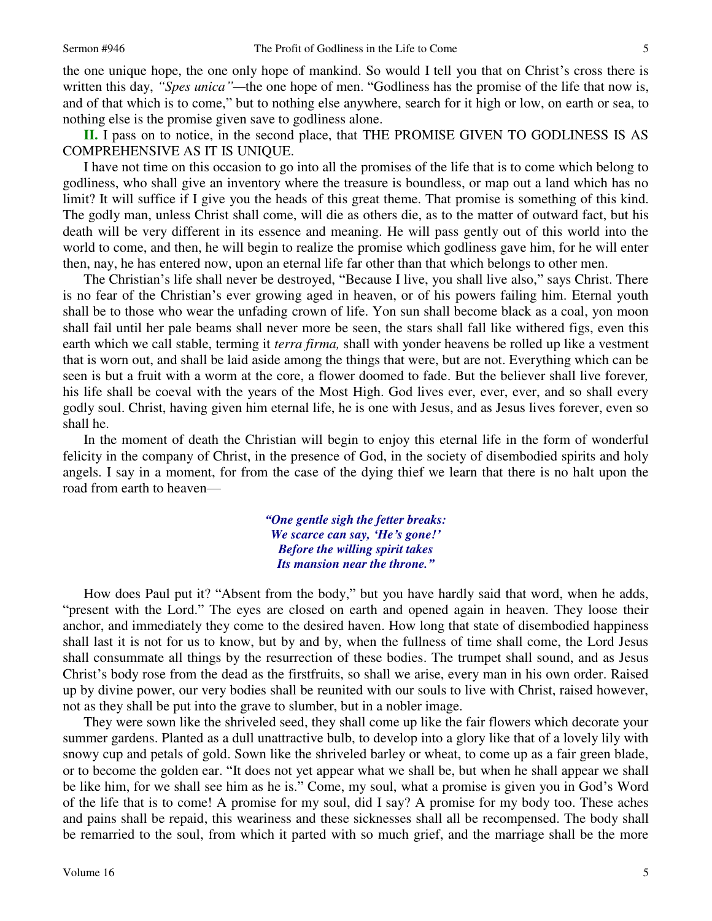the one unique hope, the one only hope of mankind. So would I tell you that on Christ's cross there is written this day, *"Spes unica"*—the one hope of men. "Godliness has the promise of the life that now is, and of that which is to come," but to nothing else anywhere, search for it high or low, on earth or sea, to nothing else is the promise given save to godliness alone.

**II.** I pass on to notice, in the second place, that THE PROMISE GIVEN TO GODLINESS IS AS COMPREHENSIVE AS IT IS UNIQUE.

I have not time on this occasion to go into all the promises of the life that is to come which belong to godliness, who shall give an inventory where the treasure is boundless, or map out a land which has no limit? It will suffice if I give you the heads of this great theme. That promise is something of this kind. The godly man, unless Christ shall come, will die as others die, as to the matter of outward fact, but his death will be very different in its essence and meaning. He will pass gently out of this world into the world to come, and then, he will begin to realize the promise which godliness gave him, for he will enter then, nay, he has entered now, upon an eternal life far other than that which belongs to other men.

The Christian's life shall never be destroyed, "Because I live, you shall live also," says Christ. There is no fear of the Christian's ever growing aged in heaven, or of his powers failing him. Eternal youth shall be to those who wear the unfading crown of life. Yon sun shall become black as a coal, yon moon shall fail until her pale beams shall never more be seen, the stars shall fall like withered figs, even this earth which we call stable, terming it *terra firma,* shall with yonder heavens be rolled up like a vestment that is worn out, and shall be laid aside among the things that were, but are not. Everything which can be seen is but a fruit with a worm at the core, a flower doomed to fade. But the believer shall live forever, his life shall be coeval with the years of the Most High. God lives ever, ever, ever, and so shall every godly soul. Christ, having given him eternal life, he is one with Jesus, and as Jesus lives forever, even so shall he.

In the moment of death the Christian will begin to enjoy this eternal life in the form of wonderful felicity in the company of Christ, in the presence of God, in the society of disembodied spirits and holy angels. I say in a moment, for from the case of the dying thief we learn that there is no halt upon the road from earth to heaven—

> ***"One gentle sigh the fetter breaks:***
> ***We scarce can say, 'He's gone!'***
> ***Before the willing spirit takes***
> ***Its mansion near the throne."***

How does Paul put it? "Absent from the body," but you have hardly said that word, when he adds, "present with the Lord." The eyes are closed on earth and opened again in heaven. They loose their anchor, and immediately they come to the desired haven. How long that state of disembodied happiness shall last it is not for us to know, but by and by, when the fullness of time shall come, the Lord Jesus shall consummate all things by the resurrection of these bodies. The trumpet shall sound, and as Jesus Christ's body rose from the dead as the firstfruits, so shall we arise, every man in his own order. Raised up by divine power, our very bodies shall be reunited with our souls to live with Christ, raised however, not as they shall be put into the grave to slumber, but in a nobler image.

They were sown like the shriveled seed, they shall come up like the fair flowers which decorate your summer gardens. Planted as a dull unattractive bulb, to develop into a glory like that of a lovely lily with snowy cup and petals of gold. Sown like the shriveled barley or wheat, to come up as a fair green blade, or to become the golden ear. "It does not yet appear what we shall be, but when he shall appear we shall be like him, for we shall see him as he is." Come, my soul, what a promise is given you in God's Word of the life that is to come! A promise for my soul, did I say? A promise for my body too. These aches and pains shall be repaid, this weariness and these sicknesses shall all be recompensed. The body shall be remarried to the soul, from which it parted with so much grief, and the marriage shall be the more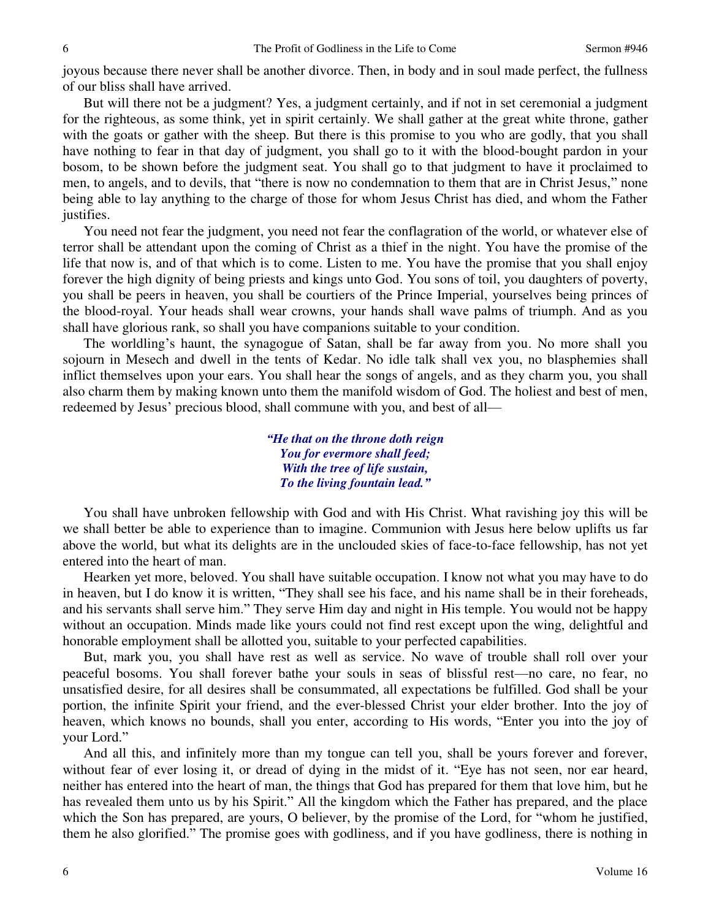joyous because there never shall be another divorce. Then, in body and in soul made perfect, the fullness of our bliss shall have arrived.

But will there not be a judgment? Yes, a judgment certainly, and if not in set ceremonial a judgment for the righteous, as some think, yet in spirit certainly. We shall gather at the great white throne, gather with the goats or gather with the sheep. But there is this promise to you who are godly, that you shall have nothing to fear in that day of judgment, you shall go to it with the blood-bought pardon in your bosom, to be shown before the judgment seat. You shall go to that judgment to have it proclaimed to men, to angels, and to devils, that "there is now no condemnation to them that are in Christ Jesus," none being able to lay anything to the charge of those for whom Jesus Christ has died, and whom the Father justifies.

You need not fear the judgment, you need not fear the conflagration of the world, or whatever else of terror shall be attendant upon the coming of Christ as a thief in the night. You have the promise of the life that now is, and of that which is to come. Listen to me. You have the promise that you shall enjoy forever the high dignity of being priests and kings unto God. You sons of toil, you daughters of poverty, you shall be peers in heaven, you shall be courtiers of the Prince Imperial, yourselves being princes of the blood-royal. Your heads shall wear crowns, your hands shall wave palms of triumph. And as you shall have glorious rank, so shall you have companions suitable to your condition.

The worldling's haunt, the synagogue of Satan, shall be far away from you. No more shall you sojourn in Mesech and dwell in the tents of Kedar. No idle talk shall vex you, no blasphemies shall inflict themselves upon your ears. You shall hear the songs of angels, and as they charm you, you shall also charm them by making known unto them the manifold wisdom of God. The holiest and best of men, redeemed by Jesus' precious blood, shall commune with you, and best of all—

> ***"He that on the throne doth reign***
> ***You for evermore shall feed;***
> ***With the tree of life sustain,***
> ***To the living fountain lead."***

You shall have unbroken fellowship with God and with His Christ. What ravishing joy this will be we shall better be able to experience than to imagine. Communion with Jesus here below uplifts us far above the world, but what its delights are in the unclouded skies of face-to-face fellowship, has not yet entered into the heart of man.

Hearken yet more, beloved. You shall have suitable occupation. I know not what you may have to do in heaven, but I do know it is written, "They shall see his face, and his name shall be in their foreheads, and his servants shall serve him." They serve Him day and night in His temple. You would not be happy without an occupation. Minds made like yours could not find rest except upon the wing, delightful and honorable employment shall be allotted you, suitable to your perfected capabilities.

But, mark you, you shall have rest as well as service. No wave of trouble shall roll over your peaceful bosoms. You shall forever bathe your souls in seas of blissful rest—no care, no fear, no unsatisfied desire, for all desires shall be consummated, all expectations be fulfilled. God shall be your portion, the infinite Spirit your friend, and the ever-blessed Christ your elder brother. Into the joy of heaven, which knows no bounds, shall you enter, according to His words, "Enter you into the joy of your Lord."

And all this, and infinitely more than my tongue can tell you, shall be yours forever and forever, without fear of ever losing it, or dread of dying in the midst of it. "Eye has not seen, nor ear heard, neither has entered into the heart of man, the things that God has prepared for them that love him, but he has revealed them unto us by his Spirit." All the kingdom which the Father has prepared, and the place which the Son has prepared, are yours, O believer, by the promise of the Lord, for "whom he justified, them he also glorified." The promise goes with godliness, and if you have godliness, there is nothing in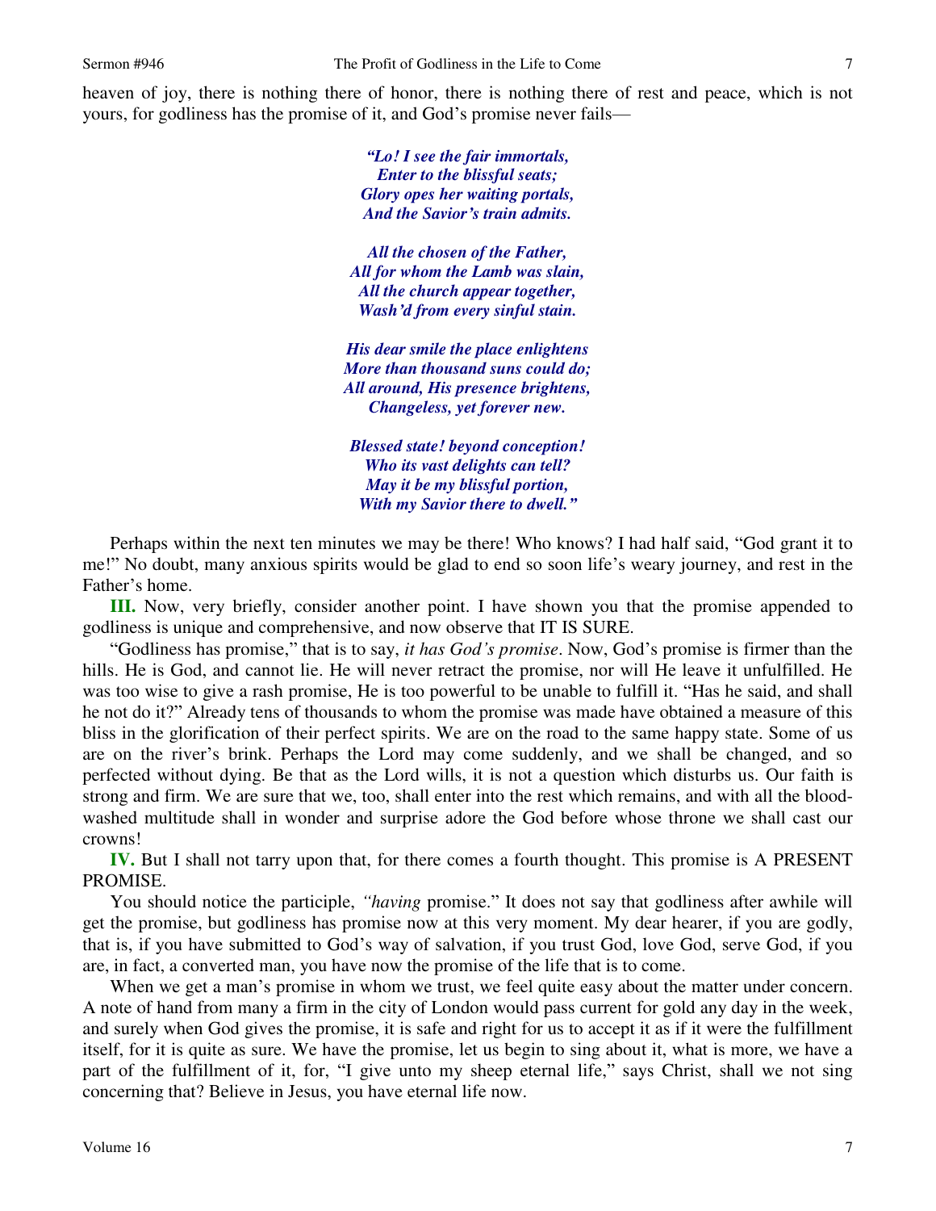heaven of joy, there is nothing there of honor, there is nothing there of rest and peace, which is not yours, for godliness has the promise of it, and God's promise never fails—

> ***"Lo! I see the fair immortals,***
> ***Enter to the blissful seats;***
> ***Glory opes her waiting portals,***
> ***And the Savior's train admits.***
>
> ***All the chosen of the Father,***
> ***All for whom the Lamb was slain,***
> ***All the church appear together,***
> ***Wash'd from every sinful stain.***
>
> ***His dear smile the place enlightens***
> ***More than thousand suns could do;***
> ***All around, His presence brightens,***
> ***Changeless, yet forever new.***
>
> ***Blessed state! beyond conception!***
> ***Who its vast delights can tell?***
> ***May it be my blissful portion,***
> ***With my Savior there to dwell."***

Perhaps within the next ten minutes we may be there! Who knows? I had half said, "God grant it to me!" No doubt, many anxious spirits would be glad to end so soon life's weary journey, and rest in the Father's home.

**III.** Now, very briefly, consider another point. I have shown you that the promise appended to godliness is unique and comprehensive, and now observe that IT IS SURE.

"Godliness has promise," that is to say, *it has God's promise*. Now, God's promise is firmer than the hills. He is God, and cannot lie. He will never retract the promise, nor will He leave it unfulfilled. He was too wise to give a rash promise, He is too powerful to be unable to fulfill it. "Has he said, and shall he not do it?" Already tens of thousands to whom the promise was made have obtained a measure of this bliss in the glorification of their perfect spirits. We are on the road to the same happy state. Some of us are on the river's brink. Perhaps the Lord may come suddenly, and we shall be changed, and so perfected without dying. Be that as the Lord wills, it is not a question which disturbs us. Our faith is strong and firm. We are sure that we, too, shall enter into the rest which remains, and with all the blood-washed multitude shall in wonder and surprise adore the God before whose throne we shall cast our crowns!

**IV.** But I shall not tarry upon that, for there comes a fourth thought. This promise is A PRESENT PROMISE.

You should notice the participle, *"having* promise." It does not say that godliness after awhile will get the promise, but godliness has promise now at this very moment. My dear hearer, if you are godly, that is, if you have submitted to God's way of salvation, if you trust God, love God, serve God, if you are, in fact, a converted man, you have now the promise of the life that is to come.

When we get a man's promise in whom we trust, we feel quite easy about the matter under concern. A note of hand from many a firm in the city of London would pass current for gold any day in the week, and surely when God gives the promise, it is safe and right for us to accept it as if it were the fulfillment itself, for it is quite as sure. We have the promise, let us begin to sing about it, what is more, we have a part of the fulfillment of it, for, "I give unto my sheep eternal life," says Christ, shall we not sing concerning that? Believe in Jesus, you have eternal life now.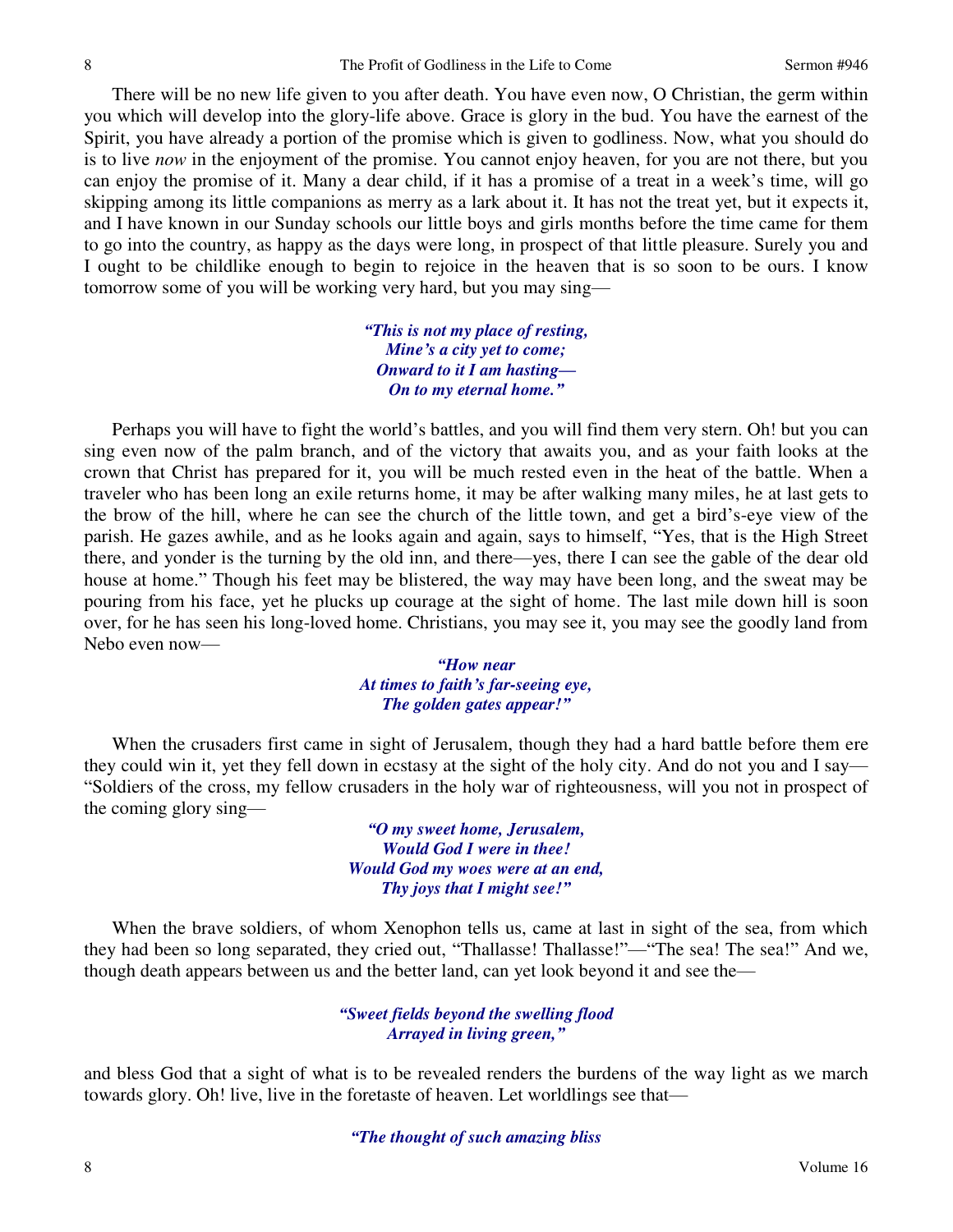There will be no new life given to you after death. You have even now, O Christian, the germ within you which will develop into the glory-life above. Grace is glory in the bud. You have the earnest of the Spirit, you have already a portion of the promise which is given to godliness. Now, what you should do is to live *now* in the enjoyment of the promise. You cannot enjoy heaven, for you are not there, but you can enjoy the promise of it. Many a dear child, if it has a promise of a treat in a week's time, will go skipping among its little companions as merry as a lark about it. It has not the treat yet, but it expects it, and I have known in our Sunday schools our little boys and girls months before the time came for them to go into the country, as happy as the days were long, in prospect of that little pleasure. Surely you and I ought to be childlike enough to begin to rejoice in the heaven that is so soon to be ours. I know tomorrow some of you will be working very hard, but you may sing—

> ***"This is not my place of resting,***
> ***Mine's a city yet to come;***
> ***Onward to it I am hasting—***
> ***On to my eternal home."***

Perhaps you will have to fight the world's battles, and you will find them very stern. Oh! but you can sing even now of the palm branch, and of the victory that awaits you, and as your faith looks at the crown that Christ has prepared for it, you will be much rested even in the heat of the battle. When a traveler who has been long an exile returns home, it may be after walking many miles, he at last gets to the brow of the hill, where he can see the church of the little town, and get a bird's-eye view of the parish. He gazes awhile, and as he looks again and again, says to himself, "Yes, that is the High Street there, and yonder is the turning by the old inn, and there—yes, there I can see the gable of the dear old house at home." Though his feet may be blistered, the way may have been long, and the sweat may be pouring from his face, yet he plucks up courage at the sight of home. The last mile down hill is soon over, for he has seen his long-loved home. Christians, you may see it, you may see the goodly land from Nebo even now—

> ***"How near***
> ***At times to faith's far-seeing eye,***
> ***The golden gates appear!"***

When the crusaders first came in sight of Jerusalem, though they had a hard battle before them ere they could win it, yet they fell down in ecstasy at the sight of the holy city. And do not you and I say—"Soldiers of the cross, my fellow crusaders in the holy war of righteousness, will you not in prospect of the coming glory sing—

> ***"O my sweet home, Jerusalem,***
> ***Would God I were in thee!***
> ***Would God my woes were at an end,***
> ***Thy joys that I might see!"***

When the brave soldiers, of whom Xenophon tells us, came at last in sight of the sea, from which they had been so long separated, they cried out, "Thallasse! Thallasse!"—"The sea! The sea!" And we, though death appears between us and the better land, can yet look beyond it and see the—

> ***"Sweet fields beyond the swelling flood***
> ***Arrayed in living green,"***

and bless God that a sight of what is to be revealed renders the burdens of the way light as we march towards glory. Oh! live, live in the foretaste of heaven. Let worldlings see that—

> ***"The thought of such amazing bliss***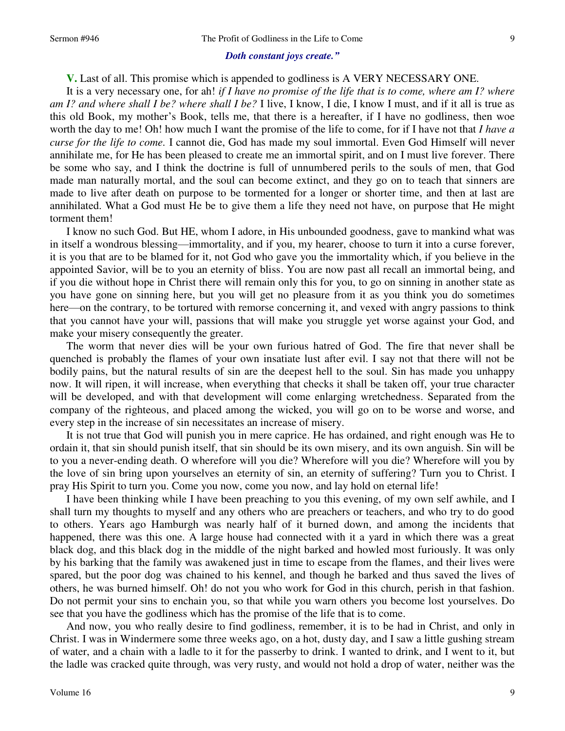***Doth constant joys create."***

**V.** Last of all. This promise which is appended to godliness is A VERY NECESSARY ONE.

It is a very necessary one, for ah! *if I have no promise of the life that is to come, where am I? where am I? and where shall I be? where shall I be?* I live, I know, I die, I know I must, and if it all is true as this old Book, my mother's Book, tells me, that there is a hereafter, if I have no godliness, then woe worth the day to me! Oh! how much I want the promise of the life to come, for if I have not that *I have a curse for the life to come*. I cannot die, God has made my soul immortal. Even God Himself will never annihilate me, for He has been pleased to create me an immortal spirit, and on I must live forever. There be some who say, and I think the doctrine is full of unnumbered perils to the souls of men, that God made man naturally mortal, and the soul can become extinct, and they go on to teach that sinners are made to live after death on purpose to be tormented for a longer or shorter time, and then at last are annihilated. What a God must He be to give them a life they need not have, on purpose that He might torment them!

I know no such God. But HE, whom I adore, in His unbounded goodness, gave to mankind what was in itself a wondrous blessing—immortality, and if you, my hearer, choose to turn it into a curse forever, it is you that are to be blamed for it, not God who gave you the immortality which, if you believe in the appointed Savior, will be to you an eternity of bliss. You are now past all recall an immortal being, and if you die without hope in Christ there will remain only this for you, to go on sinning in another state as you have gone on sinning here, but you will get no pleasure from it as you think you do sometimes here—on the contrary, to be tortured with remorse concerning it, and vexed with angry passions to think that you cannot have your will, passions that will make you struggle yet worse against your God, and make your misery consequently the greater.

The worm that never dies will be your own furious hatred of God. The fire that never shall be quenched is probably the flames of your own insatiate lust after evil. I say not that there will not be bodily pains, but the natural results of sin are the deepest hell to the soul. Sin has made you unhappy now. It will ripen, it will increase, when everything that checks it shall be taken off, your true character will be developed, and with that development will come enlarging wretchedness. Separated from the company of the righteous, and placed among the wicked, you will go on to be worse and worse, and every step in the increase of sin necessitates an increase of misery.

It is not true that God will punish you in mere caprice. He has ordained, and right enough was He to ordain it, that sin should punish itself, that sin should be its own misery, and its own anguish. Sin will be to you a never-ending death. O wherefore will you die? Wherefore will you die? Wherefore will you by the love of sin bring upon yourselves an eternity of sin, an eternity of suffering? Turn you to Christ. I pray His Spirit to turn you. Come you now, come you now, and lay hold on eternal life!

I have been thinking while I have been preaching to you this evening, of my own self awhile, and I shall turn my thoughts to myself and any others who are preachers or teachers, and who try to do good to others. Years ago Hamburgh was nearly half of it burned down, and among the incidents that happened, there was this one. A large house had connected with it a yard in which there was a great black dog, and this black dog in the middle of the night barked and howled most furiously. It was only by his barking that the family was awakened just in time to escape from the flames, and their lives were spared, but the poor dog was chained to his kennel, and though he barked and thus saved the lives of others, he was burned himself. Oh! do not you who work for God in this church, perish in that fashion. Do not permit your sins to enchain you, so that while you warn others you become lost yourselves. Do see that you have the godliness which has the promise of the life that is to come.

And now, you who really desire to find godliness, remember, it is to be had in Christ, and only in Christ. I was in Windermere some three weeks ago, on a hot, dusty day, and I saw a little gushing stream of water, and a chain with a ladle to it for the passerby to drink. I wanted to drink, and I went to it, but the ladle was cracked quite through, was very rusty, and would not hold a drop of water, neither was the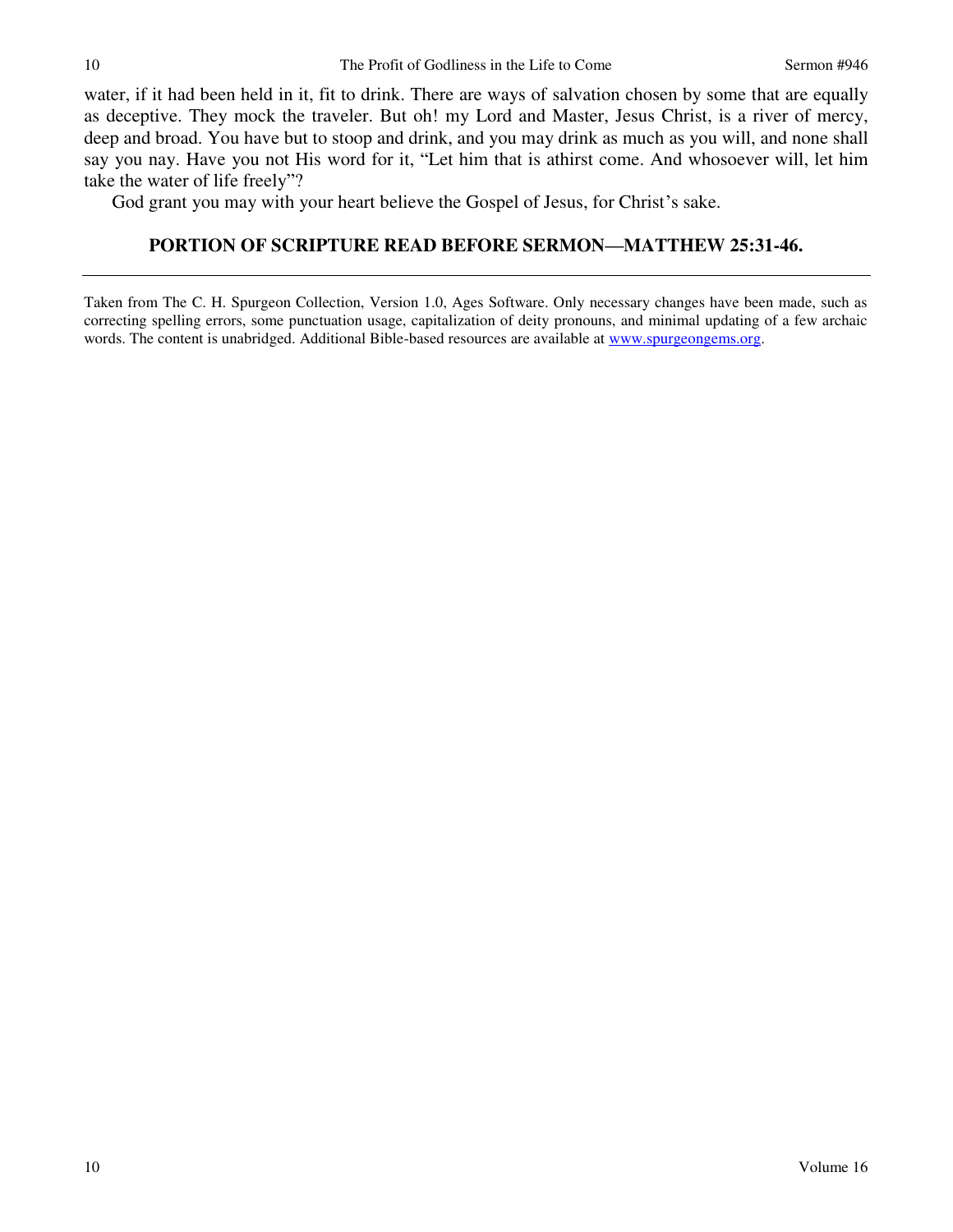water, if it had been held in it, fit to drink. There are ways of salvation chosen by some that are equally as deceptive. They mock the traveler. But oh! my Lord and Master, Jesus Christ, is a river of mercy, deep and broad. You have but to stoop and drink, and you may drink as much as you will, and none shall say you nay. Have you not His word for it, "Let him that is athirst come. And whosoever will, let him take the water of life freely"?

God grant you may with your heart believe the Gospel of Jesus, for Christ's sake.

## PORTION OF SCRIPTURE READ BEFORE SERMON—MATTHEW 25:31-46.

---

Taken from The C. H. Spurgeon Collection, Version 1.0, Ages Software. Only necessary changes have been made, such as correcting spelling errors, some punctuation usage, capitalization of deity pronouns, and minimal updating of a few archaic words. The content is unabridged. Additional Bible-based resources are available at www.spurgeongems.org.